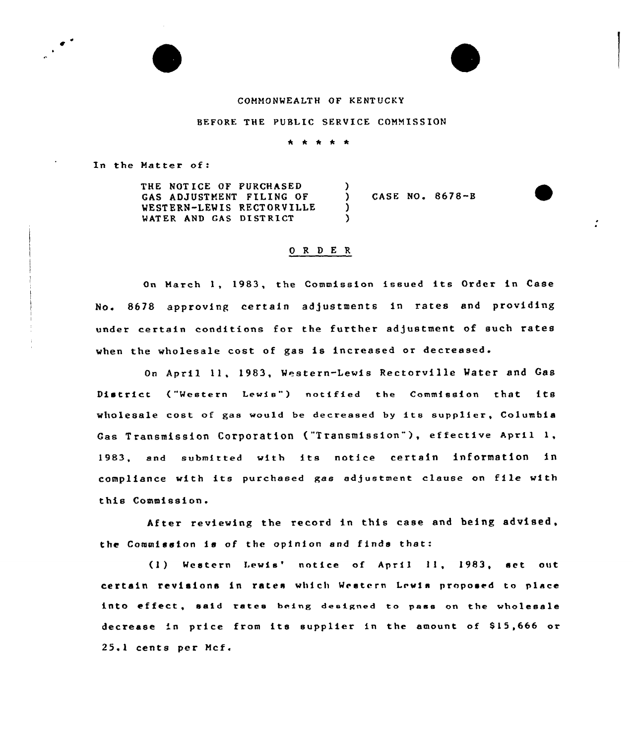COMMONWEALTH OF KENTUCKY

BEFORE THE PUBLIC SERVICE COMMISSION

\* \* \* \* \*

In the Matter of:

THE NOTICE OF PURCHASED GAS ADJUSTMENT FILING OF WESTERN-LEWIS RECTORVILLE WATER AND GAS DISTRICT ) CASE NO. 8678-B

O R D E R

On March 1, 1983, the Commission issued its Order in Case No. 8678 approving certain adjustments in rates and providing under certain conditions for the further adjustment of such rates when the wholesale cost of gas is increased or decreased.

On April 11, 1983, Western-Lewis Rectorville Water and Gas District ("Western Lewis") notified the Commission that its wholesale cost of gas would be decreased by its supplier, Columbia Gas Transmission Corporation ("Transmission"), effective April 1, 1983, and submitted with its notice certain information in compliance with its purchased gas adjustment clause on file with this Commission.

After reviewing the record in this case and being advised, the Commission is of the opinion and finds that:

(1) Western Lewis' notice of April 11, 1983, set out certain revisions in rates which Western Lewis proposed to place into effect, said rates being designed to pass on the wholesale decrease in price from its supplier in the amount of $15,666 or 25.1 cents per Mcf.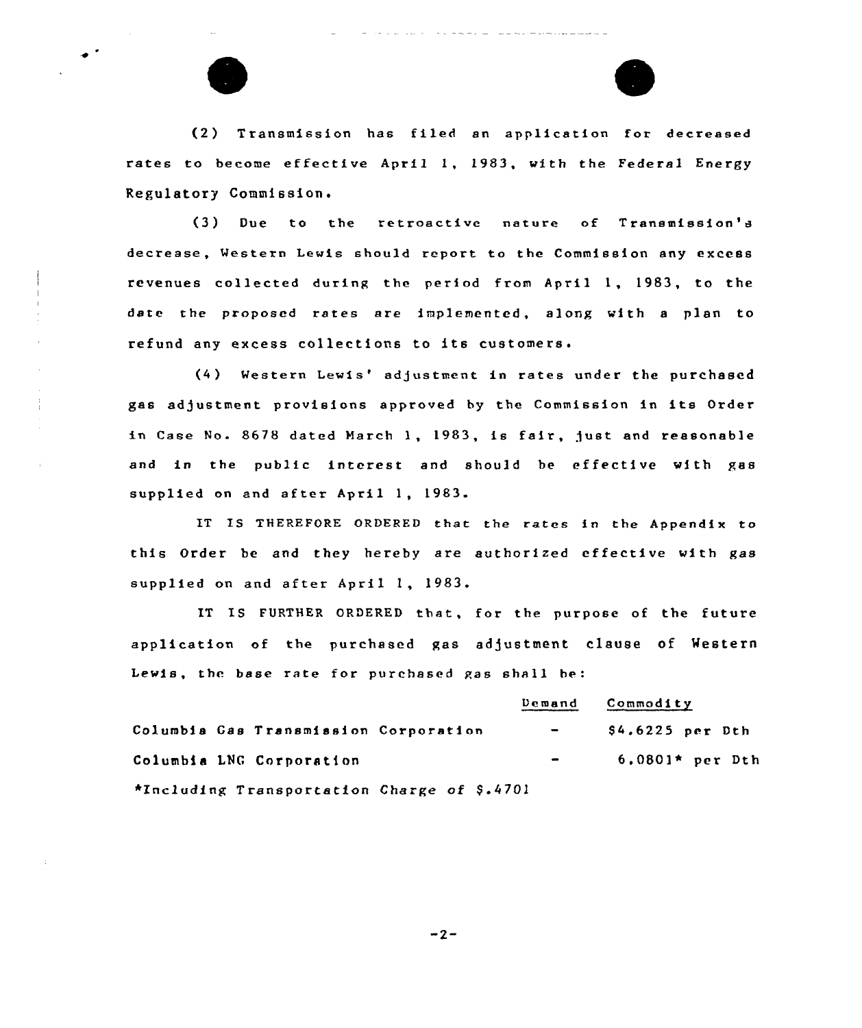(2) Transmission has filed an application for decreased rates to become effective April 1, 1983, with the Federal Energy Regulatory Commission.

(3) Due to the retroactive nature of Transmission's decrease, Western Lewis should report to the Commission any excess revenues collected during the period from April 1, 1983, to the date the proposed rates are implemented, along with a plan to refund any excess collections to its customers.

(4) Western Lewis' adjustment in rates under the purchased gas adjustment provisions approved by the Commission in its Order in Case No. 8678 dated March 1, 1983, is fair, just and reasonable and in the public interest and should be effective with gas supplied on and after April 1, 1983.

IT IS THEREFORE ORDERED that the rates in the Appendix to this Order be and they hereby are authorized effective with gas supplied on and after April 1, 1983.

IT IS FURTHER ORDERED that, for the purpose of the future application of the purchased gas adjustment clause of Western Lewis, the base rate for purchased gas shall be:

| | Demand | Commodity |
|---|---|---|
| Columbia Gas Transmission Corporation | - | $4.6225 per Dth |
| Columbia LNG Corporation | - | 6.0801* per Dth |

*Including Transportation Charge of $.4701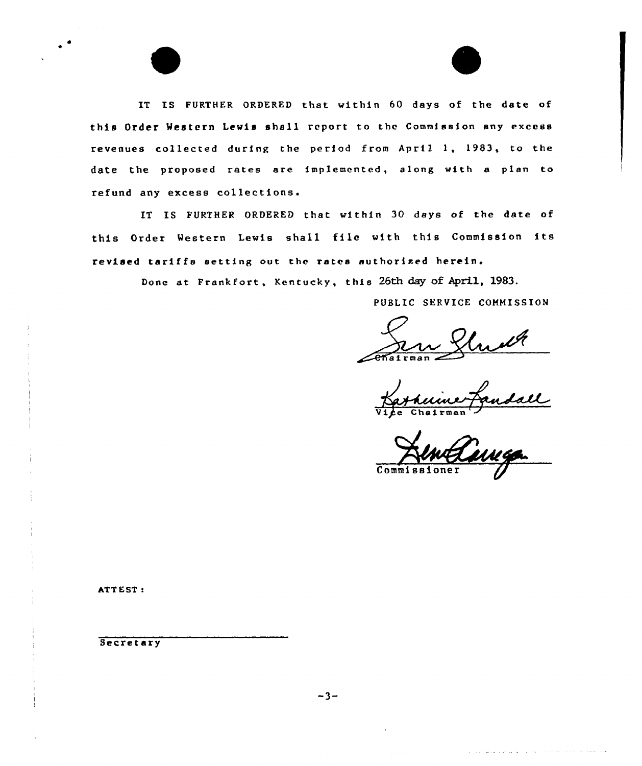IT IS FURTHER ORDERED that within 60 days of the date of this Order Western Lewis shall report to the Commission any excess revenues collected during the period from April 1, 1983, to the date the proposed rates are implemented, along with a plan to refund any excess collections.

IT IS FURTHER ORDERED that within 30 days of the date of this Order Western Lewis shall file with this Commission its revised tariffs setting out the rates authorized herein.

Done at Frankfort, Kentucky, this 26th day of April, 1983.

PUBLIC SERVICE COMMISSION

Chairman

Vice Chairman

Commissioner

ATTEST:

Secretary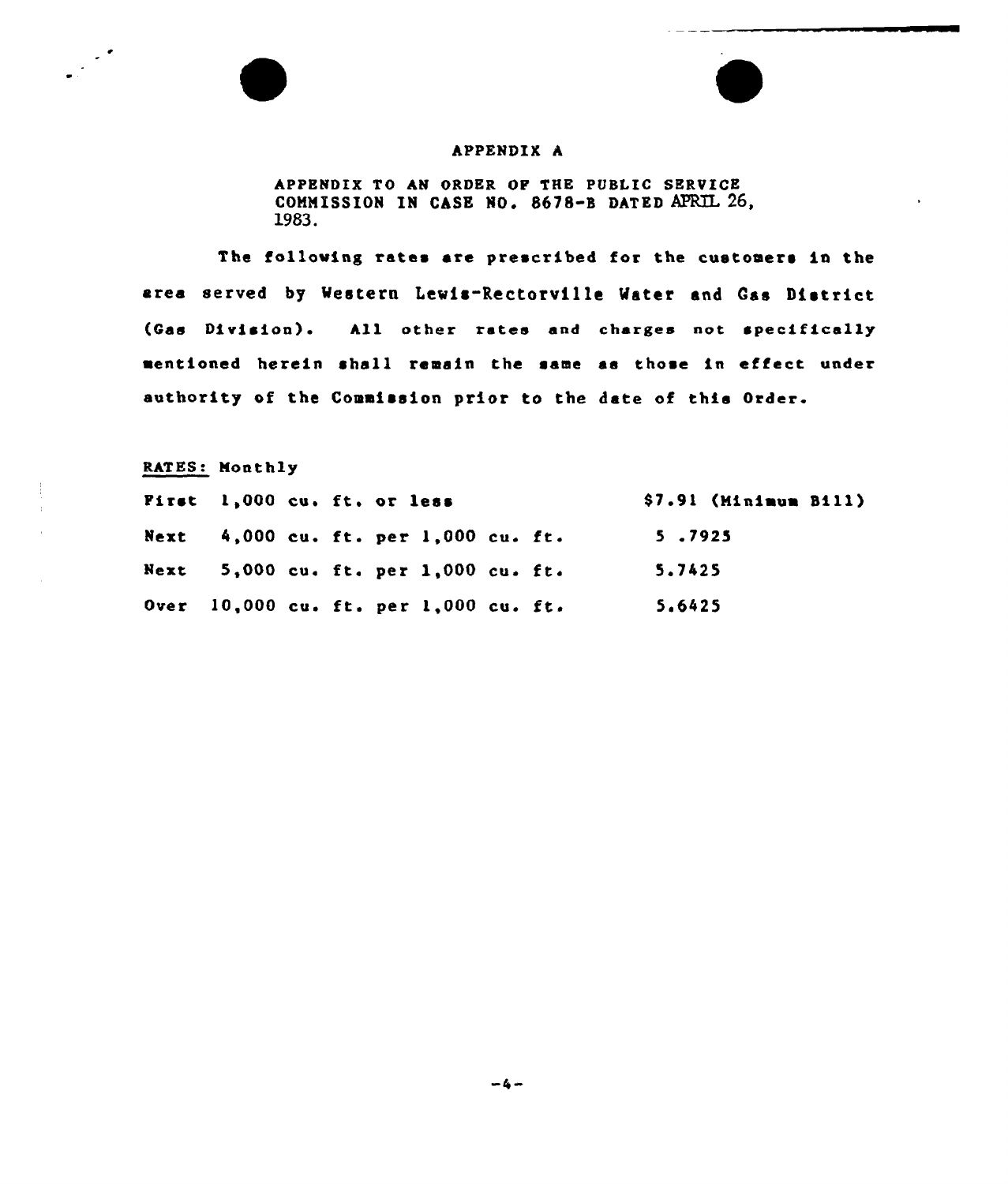# APPENDIX A

APPENDIX TO AN ORDER OF THE PUBLIC SERVICE COMMISSION IN CASE NO. 8678-B DATED APRIL 26, 1983.

The following rates are prescribed for the customers in the area served by Western Lewis-Rectorville Water and Gas District (Gas Division). All other rates and charges not specifically mentioned herein shall remain the same as those in effect under authority of the Commission prior to the date of this Order.

RATES: Monthly

| | | |
|---|---|---|
| First | 1,000 cu. ft. or less | $7.91 (Minimum Bill) |
| Next | 4,000 cu. ft. per 1,000 cu. ft. | 5 .7925 |
| Next | 5,000 cu. ft. per 1,000 cu. ft. | 5.7425 |
| Over | 10,000 cu. ft. per 1,000 cu. ft. | 5.6425 |